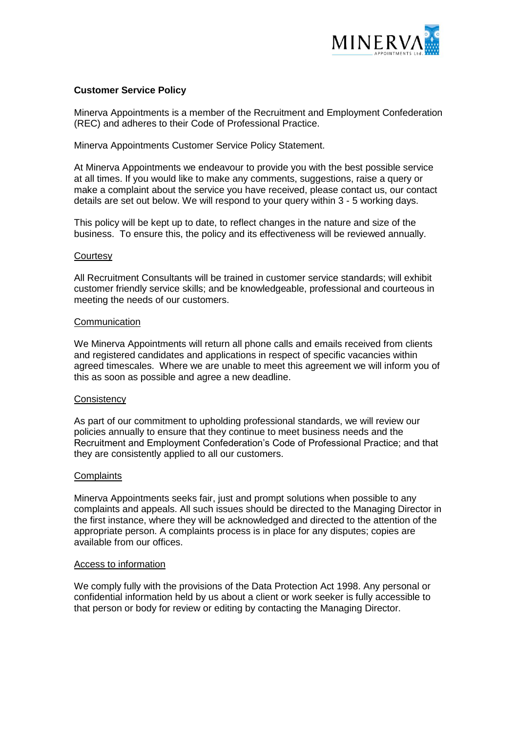**Customer Service Policy**

Minerva Appointments is a member of the Recruitment and Employment Confederation (REC) and adheres to their Code of Professional Practice.

Minerva Appointments Customer Service Policy Statement.

At Minerva Appointments we endeavour to provide you with the best possible service at all times. If you would like to make any comments, suggestions, raise a query or make a complaint about the service you have received, please contact us, our contact details are set out below. We will respond to your query within 3 - 5 working days.

This policy will be kept up to date, to reflect changes in the nature and size of the business. To ensure this, the policy and its effectiveness will be reviewed annually.

<u>Courtesy</u>

All Recruitment Consultants will be trained in customer service standards; will exhibit customer friendly service skills; and be knowledgeable, professional and courteous in meeting the needs of our customers.

<u>Communication</u>

We Minerva Appointments will return all phone calls and emails received from clients and registered candidates and applications in respect of specific vacancies within agreed timescales. Where we are unable to meet this agreement we will inform you of this as soon as possible and agree a new deadline.

<u>Consistency</u>

As part of our commitment to upholding professional standards, we will review our policies annually to ensure that they continue to meet business needs and the Recruitment and Employment Confederation's Code of Professional Practice; and that they are consistently applied to all our customers.

<u>Complaints</u>

Minerva Appointments seeks fair, just and prompt solutions when possible to any complaints and appeals. All such issues should be directed to the Managing Director in the first instance, where they will be acknowledged and directed to the attention of the appropriate person. A complaints process is in place for any disputes; copies are available from our offices.

<u>Access to information</u>

We comply fully with the provisions of the Data Protection Act 1998. Any personal or confidential information held by us about a client or work seeker is fully accessible to that person or body for review or editing by contacting the Managing Director.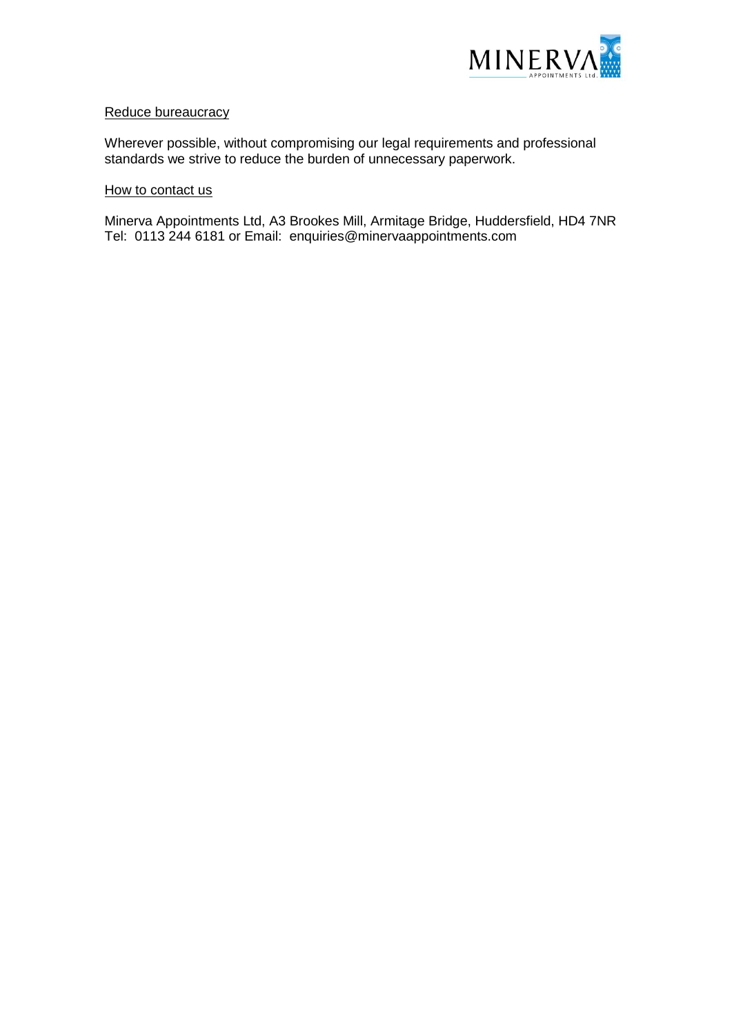Reduce bureaucracy

Wherever possible, without compromising our legal requirements and professional standards we strive to reduce the burden of unnecessary paperwork.

How to contact us

Minerva Appointments Ltd, A3 Brookes Mill, Armitage Bridge, Huddersfield, HD4 7NR
Tel: 0113 244 6181 or Email: enquiries@minervaappointments.com